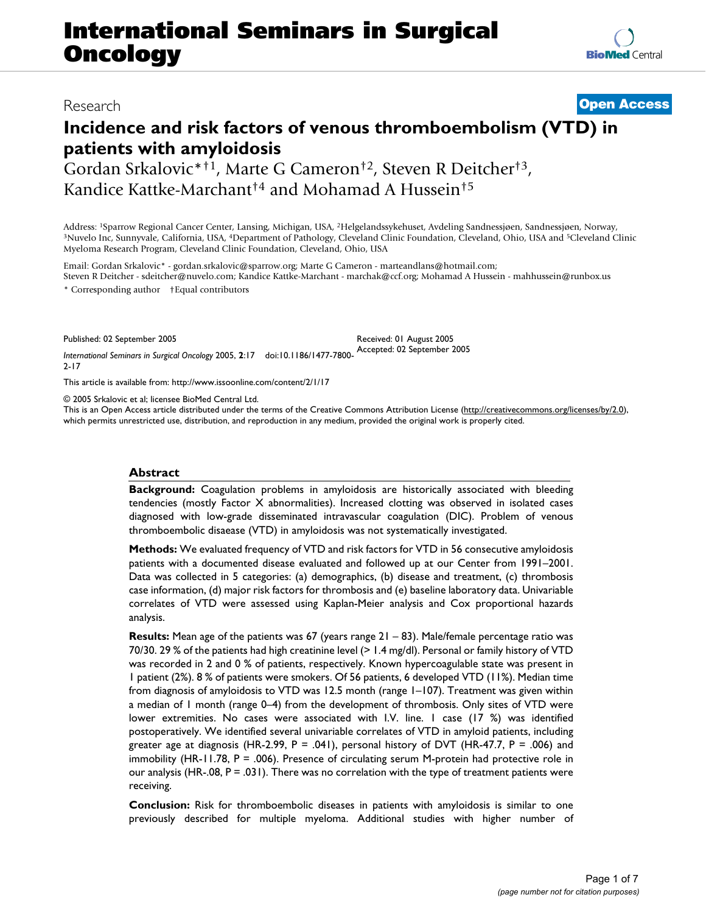International Seminars in Surgical Oncology

Research

Open Access

# Incidence and risk factors of venous thromboembolism (VTD) in patients with amyloidosis

Gordan Srkalovic*†1, Marte G Cameron†2, Steven R Deitcher†3, Kandice Kattke-Marchant†4 and Mohamad A Hussein†5

Address: [1]Sparrow Regional Cancer Center, Lansing, Michigan, USA, [2]Helgelandssykehuset, Avdeling Sandnessjøen, Sandnessjøen, Norway, [3]Nuvelo Inc, Sunnyvale, California, USA, [4]Department of Pathology, Cleveland Clinic Foundation, Cleveland, Ohio, USA and [5]Cleveland Clinic Myeloma Research Program, Cleveland Clinic Foundation, Cleveland, Ohio, USA

Email: Gordan Srkalovic* - gordan.srkalovic@sparrow.org; Marte G Cameron - marteandlans@hotmail.com; Steven R Deitcher - sdeitcher@nuvelo.com; Kandice Kattke-Marchant - marchak@ccf.org; Mohamad A Hussein - mahhussein@runbox.us

\* Corresponding author    †Equal contributors

Published: 02 September 2005

*International Seminars in Surgical Oncology* 2005, **2**:17    doi:10.1186/1477-7800-2-17

Received: 01 August 2005
Accepted: 02 September 2005

This article is available from: http://www.issoonline.com/content/2/1/17

© 2005 Srkalovic et al; licensee BioMed Central Ltd.
This is an Open Access article distributed under the terms of the Creative Commons Attribution License (http://creativecommons.org/licenses/by/2.0), which permits unrestricted use, distribution, and reproduction in any medium, provided the original work is properly cited.

## Abstract

**Background:** Coagulation problems in amyloidosis are historically associated with bleeding tendencies (mostly Factor X abnormalities). Increased clotting was observed in isolated cases diagnosed with low-grade disseminated intravascular coagulation (DIC). Problem of venous thromboembolic disaease (VTD) in amyloidosis was not systematically investigated.

**Methods:** We evaluated frequency of VTD and risk factors for VTD in 56 consecutive amyloidosis patients with a documented disease evaluated and followed up at our Center from 1991–2001. Data was collected in 5 categories: (a) demographics, (b) disease and treatment, (c) thrombosis case information, (d) major risk factors for thrombosis and (e) baseline laboratory data. Univariable correlates of VTD were assessed using Kaplan-Meier analysis and Cox proportional hazards analysis.

**Results:** Mean age of the patients was 67 (years range 21 – 83). Male/female percentage ratio was 70/30. 29 % of the patients had high creatinine level (> 1.4 mg/dl). Personal or family history of VTD was recorded in 2 and 0 % of patients, respectively. Known hypercoagulable state was present in 1 patient (2%). 8 % of patients were smokers. Of 56 patients, 6 developed VTD (11%). Median time from diagnosis of amyloidosis to VTD was 12.5 month (range 1–107). Treatment was given within a median of 1 month (range 0–4) from the development of thrombosis. Only sites of VTD were lower extremities. No cases were associated with I.V. line. 1 case (17 %) was identified postoperatively. We identified several univariable correlates of VTD in amyloid patients, including greater age at diagnosis (HR-2.99, P = .041), personal history of DVT (HR-47.7, P = .006) and immobility (HR-11.78, P = .006). Presence of circulating serum M-protein had protective role in our analysis (HR-.08, P = .031). There was no correlation with the type of treatment patients were receiving.

**Conclusion:** Risk for thromboembolic diseases in patients with amyloidosis is similar to one previously described for multiple myeloma. Additional studies with higher number of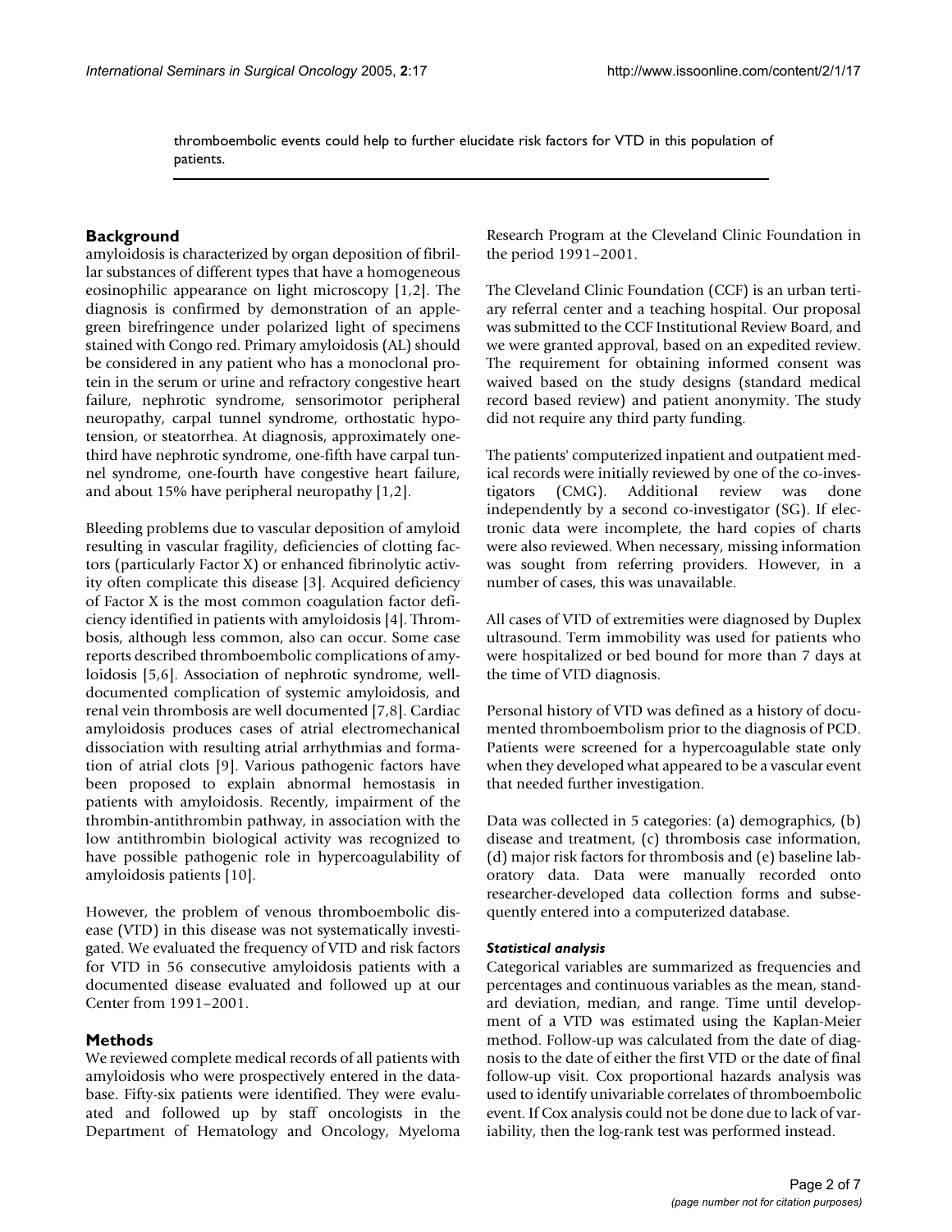thromboembolic events could help to further elucidate risk factors for VTD in this population of patients.

## Background

amyloidosis is characterized by organ deposition of fibrillar substances of different types that have a homogeneous eosinophilic appearance on light microscopy [1,2]. The diagnosis is confirmed by demonstration of an apple-green birefringence under polarized light of specimens stained with Congo red. Primary amyloidosis (AL) should be considered in any patient who has a monoclonal protein in the serum or urine and refractory congestive heart failure, nephrotic syndrome, sensorimotor peripheral neuropathy, carpal tunnel syndrome, orthostatic hypotension, or steatorrhea. At diagnosis, approximately one-third have nephrotic syndrome, one-fifth have carpal tunnel syndrome, one-fourth have congestive heart failure, and about 15% have peripheral neuropathy [1,2].

Bleeding problems due to vascular deposition of amyloid resulting in vascular fragility, deficiencies of clotting factors (particularly Factor X) or enhanced fibrinolytic activity often complicate this disease [3]. Acquired deficiency of Factor X is the most common coagulation factor deficiency identified in patients with amyloidosis [4]. Thrombosis, although less common, also can occur. Some case reports described thromboembolic complications of amyloidosis [5,6]. Association of nephrotic syndrome, well-documented complication of systemic amyloidosis, and renal vein thrombosis are well documented [7,8]. Cardiac amyloidosis produces cases of atrial electromechanical dissociation with resulting atrial arrhythmias and formation of atrial clots [9]. Various pathogenic factors have been proposed to explain abnormal hemostasis in patients with amyloidosis. Recently, impairment of the thrombin-antithrombin pathway, in association with the low antithrombin biological activity was recognized to have possible pathogenic role in hypercoagulability of amyloidosis patients [10].

However, the problem of venous thromboembolic disease (VTD) in this disease was not systematically investigated. We evaluated the frequency of VTD and risk factors for VTD in 56 consecutive amyloidosis patients with a documented disease evaluated and followed up at our Center from 1991–2001.

## Methods

We reviewed complete medical records of all patients with amyloidosis who were prospectively entered in the database. Fifty-six patients were identified. They were evaluated and followed up by staff oncologists in the Department of Hematology and Oncology, Myeloma Research Program at the Cleveland Clinic Foundation in the period 1991–2001.

The Cleveland Clinic Foundation (CCF) is an urban tertiary referral center and a teaching hospital. Our proposal was submitted to the CCF Institutional Review Board, and we were granted approval, based on an expedited review. The requirement for obtaining informed consent was waived based on the study designs (standard medical record based review) and patient anonymity. The study did not require any third party funding.

The patients' computerized inpatient and outpatient medical records were initially reviewed by one of the co-investigators (CMG). Additional review was done independently by a second co-investigator (SG). If electronic data were incomplete, the hard copies of charts were also reviewed. When necessary, missing information was sought from referring providers. However, in a number of cases, this was unavailable.

All cases of VTD of extremities were diagnosed by Duplex ultrasound. Term immobility was used for patients who were hospitalized or bed bound for more than 7 days at the time of VTD diagnosis.

Personal history of VTD was defined as a history of documented thromboembolism prior to the diagnosis of PCD. Patients were screened for a hypercoagulable state only when they developed what appeared to be a vascular event that needed further investigation.

Data was collected in 5 categories: (a) demographics, (b) disease and treatment, (c) thrombosis case information, (d) major risk factors for thrombosis and (e) baseline laboratory data. Data were manually recorded onto researcher-developed data collection forms and subsequently entered into a computerized database.

### *Statistical analysis*

Categorical variables are summarized as frequencies and percentages and continuous variables as the mean, standard deviation, median, and range. Time until development of a VTD was estimated using the Kaplan-Meier method. Follow-up was calculated from the date of diagnosis to the date of either the first VTD or the date of final follow-up visit. Cox proportional hazards analysis was used to identify univariable correlates of thromboembolic event. If Cox analysis could not be done due to lack of variability, then the log-rank test was performed instead.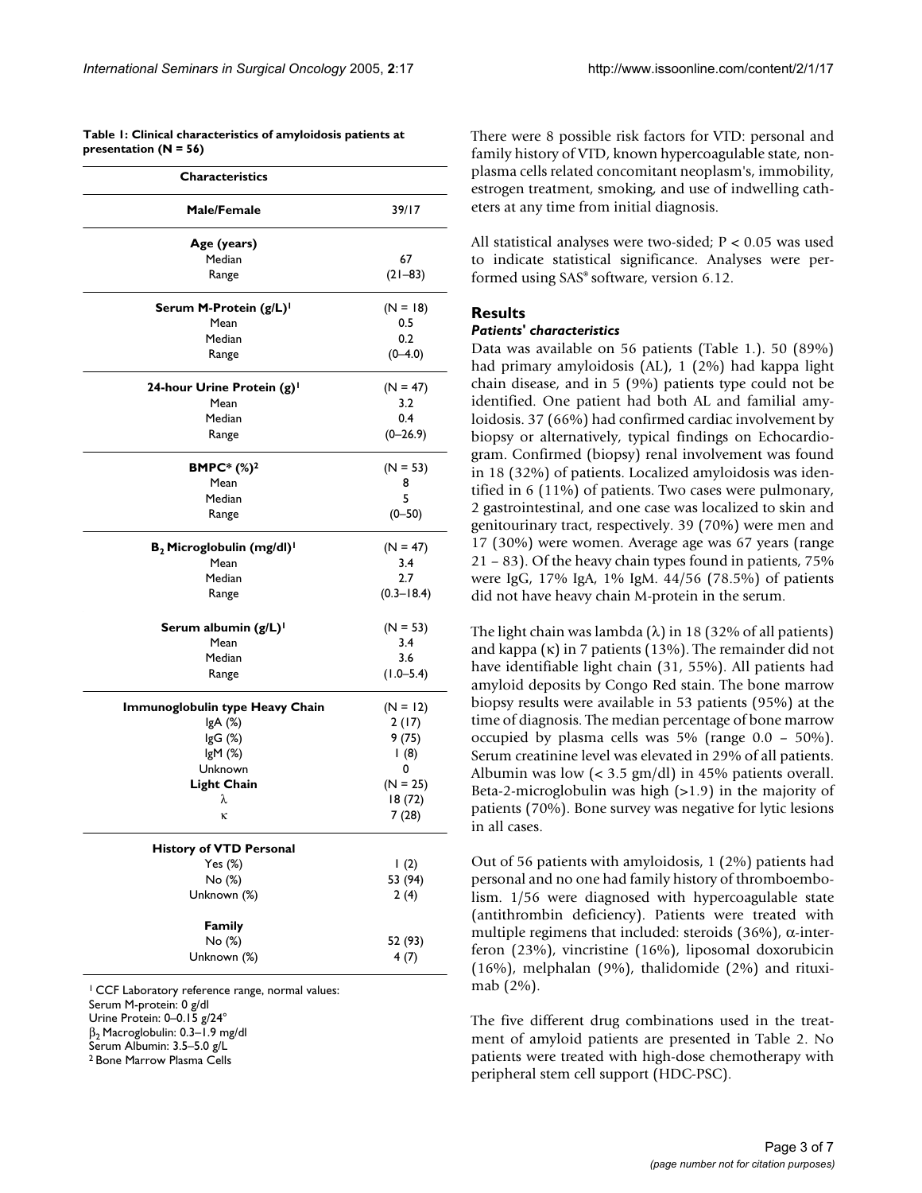**Table 1: Clinical characteristics of amyloidosis patients at presentation (N = 56)**

| Characteristics | |
|---|---|
| **Male/Female** | 39/17 |
| **Age (years)** | |
| Median | 67 |
| Range | (21–83) |
| **Serum M-Protein (g/L)**[1] | (N = 18) |
| Mean | 0.5 |
| Median | 0.2 |
| Range | (0–4.0) |
| **24-hour Urine Protein (g)**[1] | (N = 47) |
| Mean | 3.2 |
| Median | 0.4 |
| Range | (0–26.9) |
| **BMPC* (%)**[2] | (N = 53) |
| Mean | 8 |
| Median | 5 |
| Range | (0–50) |
| **$B_2$ Microglobulin (mg/dl)**[1] | (N = 47) |
| Mean | 3.4 |
| Median | 2.7 |
| Range | (0.3–18.4) |
| **Serum albumin (g/L)**[1] | (N = 53) |
| Mean | 3.4 |
| Median | 3.6 |
| Range | (1.0–5.4) |
| **Immunoglobulin type Heavy Chain** | (N = 12) |
| IgA (%) | 2 (17) |
| IgG (%) | 9 (75) |
| IgM (%) | 1 (8) |
| Unknown | 0 |
| **Light Chain** | (N = 25) |
| λ | 18 (72) |
| κ | 7 (28) |
| **History of VTD Personal** | |
| Yes (%) | 1 (2) |
| No (%) | 53 (94) |
| Unknown (%) | 2 (4) |
| **Family** | |
| No (%) | 52 (93) |
| Unknown (%) | 4 (7) |

[1] CCF Laboratory reference range, normal values:
Serum M-protein: 0 g/dl
Urine Protein: 0–0.15 g/24°
$\beta_2$ Macroglobulin: 0.3–1.9 mg/dl
Serum Albumin: 3.5–5.0 g/L
[2] Bone Marrow Plasma Cells

There were 8 possible risk factors for VTD: personal and family history of VTD, known hypercoagulable state, non-plasma cells related concomitant neoplasm's, immobility, estrogen treatment, smoking, and use of indwelling catheters at any time from initial diagnosis.

All statistical analyses were two-sided; $P < 0.05$ was used to indicate statistical significance. Analyses were performed using SAS® software, version 6.12.

## Results

### *Patients' characteristics*

Data was available on 56 patients (Table 1.). 50 (89%) had primary amyloidosis (AL), 1 (2%) had kappa light chain disease, and in 5 (9%) patients type could not be identified. One patient had both AL and familial amyloidosis. 37 (66%) had confirmed cardiac involvement by biopsy or alternatively, typical findings on Echocardiogram. Confirmed (biopsy) renal involvement was found in 18 (32%) of patients. Localized amyloidosis was identified in 6 (11%) of patients. Two cases were pulmonary, 2 gastrointestinal, and one case was localized to skin and genitourinary tract, respectively. 39 (70%) were men and 17 (30%) were women. Average age was 67 years (range 21 – 83). Of the heavy chain types found in patients, 75% were IgG, 17% IgA, 1% IgM. 44/56 (78.5%) of patients did not have heavy chain M-protein in the serum.

The light chain was lambda (λ) in 18 (32% of all patients) and kappa (κ) in 7 patients (13%). The remainder did not have identifiable light chain (31, 55%). All patients had amyloid deposits by Congo Red stain. The bone marrow biopsy results were available in 53 patients (95%) at the time of diagnosis. The median percentage of bone marrow occupied by plasma cells was 5% (range 0.0 – 50%). Serum creatinine level was elevated in 29% of all patients. Albumin was low (< 3.5 gm/dl) in 45% patients overall. Beta-2-microglobulin was high (>1.9) in the majority of patients (70%). Bone survey was negative for lytic lesions in all cases.

Out of 56 patients with amyloidosis, 1 (2%) patients had personal and no one had family history of thromboembolism. 1/56 were diagnosed with hypercoagulable state (antithrombin deficiency). Patients were treated with multiple regimens that included: steroids (36%), α-interferon (23%), vincristine (16%), liposomal doxorubicin (16%), melphalan (9%), thalidomide (2%) and rituximab (2%).

The five different drug combinations used in the treatment of amyloid patients are presented in Table 2. No patients were treated with high-dose chemotherapy with peripheral stem cell support (HDC-PSC).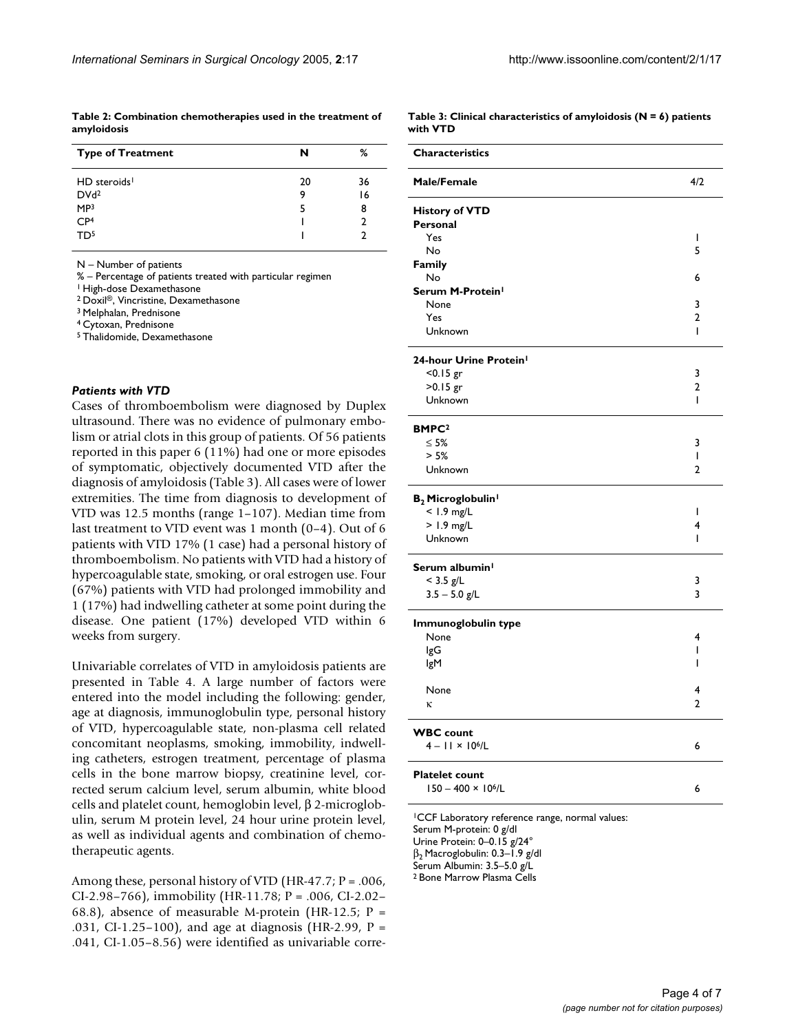**Table 2: Combination chemotherapies used in the treatment of amyloidosis**

| Type of Treatment | N | % |
| --- | --- | --- |
| HD steroids[1] | 20 | 36 |
| DVd[2] | 9 | 16 |
| MP[3] | 5 | 8 |
| CP[4] | 1 | 2 |
| TD[5] | 1 | 2 |

N – Number of patients
% – Percentage of patients treated with particular regimen
[1] High-dose Dexamethasone
[2] Doxil®, Vincristine, Dexamethasone
[3] Melphalan, Prednisone
[4] Cytoxan, Prednisone
[5] Thalidomide, Dexamethasone

### *Patients with VTD*

Cases of thromboembolism were diagnosed by Duplex ultrasound. There was no evidence of pulmonary embolism or atrial clots in this group of patients. Of 56 patients reported in this paper 6 (11%) had one or more episodes of symptomatic, objectively documented VTD after the diagnosis of amyloidosis (Table 3). All cases were of lower extremities. The time from diagnosis to development of VTD was 12.5 months (range 1–107). Median time from last treatment to VTD event was 1 month (0–4). Out of 6 patients with VTD 17% (1 case) had a personal history of thromboembolism. No patients with VTD had a history of hypercoagulable state, smoking, or oral estrogen use. Four (67%) patients with VTD had prolonged immobility and 1 (17%) had indwelling catheter at some point during the disease. One patient (17%) developed VTD within 6 weeks from surgery.

Univariable correlates of VTD in amyloidosis patients are presented in Table 4. A large number of factors were entered into the model including the following: gender, age at diagnosis, immunoglobulin type, personal history of VTD, hypercoagulable state, non-plasma cell related concomitant neoplasms, smoking, immobility, indwelling catheters, estrogen treatment, percentage of plasma cells in the bone marrow biopsy, creatinine level, corrected serum calcium level, serum albumin, white blood cells and platelet count, hemoglobin level, β 2-microglobulin, serum M protein level, 24 hour urine protein level, as well as individual agents and combination of chemotherapeutic agents.

Among these, personal history of VTD (HR-47.7; P = .006, CI-2.98–766), immobility (HR-11.78; P = .006, CI-2.02–68.8), absence of measurable M-protein (HR-12.5; P = .031, CI-1.25–100), and age at diagnosis (HR-2.99, P = .041, CI-1.05–8.56) were identified as univariable corre-

**Table 3: Clinical characteristics of amyloidosis (N = 6) patients with VTD**

| Characteristics | |
| --- | --- |
| **Male/Female** | 4/2 |
| **History of VTD** | |
| **Personal** | |
| Yes | 1 |
| No | 5 |
| **Family** | |
| No | 6 |
| **Serum M-Protein[1]** | |
| None | 3 |
| Yes | 2 |
| Unknown | 1 |
| **24-hour Urine Protein[1]** | |
| <0.15 gr | 3 |
| >0.15 gr | 2 |
| Unknown | 1 |
| **BMPC[2]** | |
| ≤ 5% | 3 |
| > 5% | 1 |
| Unknown | 2 |
| **$B_2$ Microglobulin[1]** | |
| < 1.9 mg/L | 1 |
| > 1.9 mg/L | 4 |
| Unknown | 1 |
| **Serum albumin[1]** | |
| < 3.5 g/L | 3 |
| 3.5 – 5.0 g/L | 3 |
| **Immunoglobulin type** | |
| None | 4 |
| IgG | 1 |
| IgM | 1 |
| None | 4 |
| κ | 2 |
| **WBC count** | |
| $4 – 11 \times 10^6$/L | 6 |
| **Platelet count** | |
| $150 – 400 \times 10^6$/L | 6 |

[1]CCF Laboratory reference range, normal values:
Serum M-protein: 0 g/dl
Urine Protein: 0–0.15 g/24°
$\beta_2$ Macroglobulin: 0.3–1.9 g/dl
Serum Albumin: 3.5–5.0 g/L
[2] Bone Marrow Plasma Cells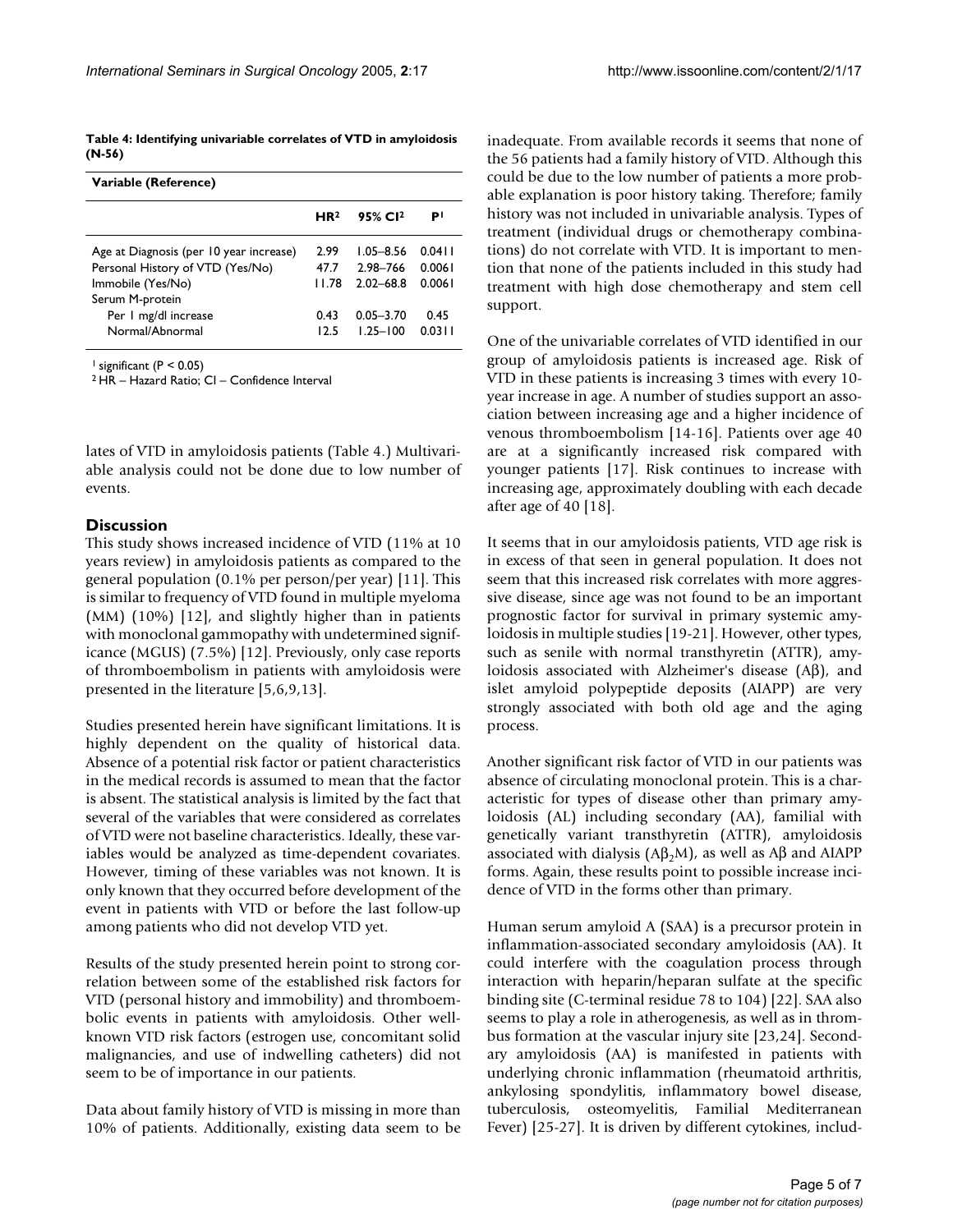**Table 4: Identifying univariable correlates of VTD in amyloidosis (N-56)**

| Variable (Reference) | | | |
|---|---|---|---|
| | HR[2] | 95% CI[2] | P[1] |
| Age at Diagnosis (per 10 year increase) | 2.99 | 1.05–8.56 | 0.0411 |
| Personal History of VTD (Yes/No) | 47.7 | 2.98–766 | 0.0061 |
| Immobile (Yes/No) | 11.78 | 2.02–68.8 | 0.0061 |
| Serum M-protein | | | |
| Per 1 mg/dl increase | 0.43 | 0.05–3.70 | 0.45 |
| Normal/Abnormal | 12.5 | 1.25–100 | 0.0311 |

[1] significant ($P < 0.05$)
[2] HR – Hazard Ratio; CI – Confidence Interval

lates of VTD in amyloidosis patients (Table 4.) Multivariable analysis could not be done due to low number of events.

## Discussion

This study shows increased incidence of VTD (11% at 10 years review) in amyloidosis patients as compared to the general population (0.1% per person/per year) [11]. This is similar to frequency of VTD found in multiple myeloma (MM) (10%) [12], and slightly higher than in patients with monoclonal gammopathy with undetermined significance (MGUS) (7.5%) [12]. Previously, only case reports of thromboembolism in patients with amyloidosis were presented in the literature [5,6,9,13].

Studies presented herein have significant limitations. It is highly dependent on the quality of historical data. Absence of a potential risk factor or patient characteristics in the medical records is assumed to mean that the factor is absent. The statistical analysis is limited by the fact that several of the variables that were considered as correlates of VTD were not baseline characteristics. Ideally, these variables would be analyzed as time-dependent covariates. However, timing of these variables was not known. It is only known that they occurred before development of the event in patients with VTD or before the last follow-up among patients who did not develop VTD yet.

Results of the study presented herein point to strong correlation between some of the established risk factors for VTD (personal history and immobility) and thromboembolic events in patients with amyloidosis. Other well-known VTD risk factors (estrogen use, concomitant solid malignancies, and use of indwelling catheters) did not seem to be of importance in our patients.

Data about family history of VTD is missing in more than 10% of patients. Additionally, existing data seem to be inadequate. From available records it seems that none of the 56 patients had a family history of VTD. Although this could be due to the low number of patients a more probable explanation is poor history taking. Therefore; family history was not included in univariable analysis. Types of treatment (individual drugs or chemotherapy combinations) do not correlate with VTD. It is important to mention that none of the patients included in this study had treatment with high dose chemotherapy and stem cell support.

One of the univariable correlates of VTD identified in our group of amyloidosis patients is increased age. Risk of VTD in these patients is increasing 3 times with every 10-year increase in age. A number of studies support an association between increasing age and a higher incidence of venous thromboembolism [14-16]. Patients over age 40 are at a significantly increased risk compared with younger patients [17]. Risk continues to increase with increasing age, approximately doubling with each decade after age of 40 [18].

It seems that in our amyloidosis patients, VTD age risk is in excess of that seen in general population. It does not seem that this increased risk correlates with more aggressive disease, since age was not found to be an important prognostic factor for survival in primary systemic amyloidosis in multiple studies [19-21]. However, other types, such as senile with normal transthyretin (ATTR), amyloidosis associated with Alzheimer's disease (Aβ), and islet amyloid polypeptide deposits (AIAPP) are very strongly associated with both old age and the aging process.

Another significant risk factor of VTD in our patients was absence of circulating monoclonal protein. This is a characteristic for types of disease other than primary amyloidosis (AL) including secondary (AA), familial with genetically variant transthyretin (ATTR), amyloidosis associated with dialysis ($A\beta_2M$), as well as Aβ and AIAPP forms. Again, these results point to possible increase incidence of VTD in the forms other than primary.

Human serum amyloid A (SAA) is a precursor protein in inflammation-associated secondary amyloidosis (AA). It could interfere with the coagulation process through interaction with heparin/heparan sulfate at the specific binding site (C-terminal residue 78 to 104) [22]. SAA also seems to play a role in atherogenesis, as well as in thrombus formation at the vascular injury site [23,24]. Secondary amyloidosis (AA) is manifested in patients with underlying chronic inflammation (rheumatoid arthritis, ankylosing spondylitis, inflammatory bowel disease, tuberculosis, osteomyelitis, Familial Mediterranean Fever) [25-27]. It is driven by different cytokines, includ-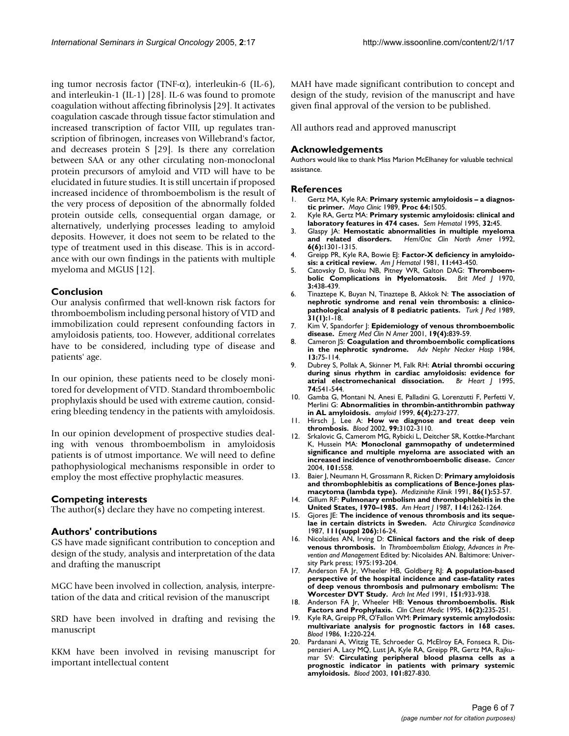ing tumor necrosis factor (TNF-α), interleukin-6 (IL-6), and interleukin-1 (IL-1) [28]. IL-6 was found to promote coagulation without affecting fibrinolysis [29]. It activates coagulation cascade through tissue factor stimulation and increased transcription of factor VIII, up regulates transcription of fibrinogen, increases von Willebrand's factor, and decreases protein S [29]. Is there any correlation between SAA or any other circulating non-monoclonal protein precursors of amyloid and VTD will have to be elucidated in future studies. It is still uncertain if proposed increased incidence of thromboembolism is the result of the very process of deposition of the abnormally folded protein outside cells, consequential organ damage, or alternatively, underlying processes leading to amyloid deposits. However, it does not seem to be related to the type of treatment used in this disease. This is in accordance with our own findings in the patients with multiple myeloma and MGUS [12].

## Conclusion

Our analysis confirmed that well-known risk factors for thromboembolism including personal history of VTD and immobilization could represent confounding factors in amyloidosis patients, too. However, additional correlates have to be considered, including type of disease and patients' age.

In our opinion, these patients need to be closely monitored for development of VTD. Standard thromboembolic prophylaxis should be used with extreme caution, considering bleeding tendency in the patients with amyloidosis.

In our opinion development of prospective studies dealing with venous thromboembolism in amyloidosis patients is of utmost importance. We will need to define pathophysiological mechanisms responsible in order to employ the most effective prophylactic measures.

## Competing interests

The author(s) declare they have no competing interest.

## Authors' contributions

GS have made significant contribution to conception and design of the study, analysis and interpretation of the data and drafting the manuscript

MGC have been involved in collection, analysis, interpretation of the data and critical revision of the manuscript

SRD have been involved in drafting and revising the manuscript

KKM have been involved in revising manuscript for important intellectual content

MAH have made significant contribution to concept and design of the study, revision of the manuscript and have given final approval of the version to be published.

All authors read and approved manuscript

## Acknowledgements

Authors would like to thank Miss Marion McElhaney for valuable technical assistance.

## References

1. Gertz MA, Kyle RA: **Primary systemic amyloidosis – a diagnostic primer.** *Mayo Clinic* 1989, **Proc 64:**1505.
2. Kyle RA, Gertz MA: **Primary systemic amyloidosis: clinical and laboratory features in 474 cases.** *Sem Hematol* 1995, **32:**45.
3. Glaspy JA: **Hemostatic abnormalities in multiple myeloma and related disorders.** *Hem/Onc Clin North Amer* 1992, **6(6):**1301-1315.
4. Greipp PR, Kyle RA, Bowie EJ: **Factor-X deficiency in amyloidosis: a critical review.** *Am J Hematol* 1981, **11:**443-450.
5. Catovsky D, Ikoku NB, Pitney WR, Galton DAG: **Thromboembolic Complications in Myelomatosis.** *Brit Med J* 1970, **3:**438-439.
6. Tinaztepe K, Buyan N, Tinaztepe B, Akkok N: **The association of nephrotic syndrome and renal vein thrombosis: a clinicopathological analysis of 8 pediatric patients.** *Turk J Ped* 1989, **31(1):**1-18.
7. Kim V, Spandorfer J: **Epidemiology of venous thromboembolic disease.** *Emerg Med Clin N Amer* 2001, **19(4):**839-59.
8. Cameron JS: **Coagulation and thromboembolic complications in the nephrotic syndrome.** *Adv Nephr Necker Hosp* 1984, **13:**75-114.
9. Dubrey S, Pollak A, Skinner M, Falk RH: **Atrial thrombi occuring during sinus rhythm in cardiac amyloidosis: evidence for atrial electromechanical dissociation.** *Br Heart J* 1995, **74:**541-544.
10. Gamba G, Montani N, Anesi E, Palladini G, Lorenzutti F, Perfetti V, Merlini G: **Abnormalities in thrombin-antithrombin pathway in AL amyloidosis.** *amyloid* 1999, **6(4):**273-277.
11. Hirsch J, Lee A: **How we diagnose and treat deep vein thrombosis.** *Blood* 2002, **99:**3102-3110.
12. Srkalovic G, Camerom MG, Rybicki L, Deitcher SR, Kottke-Marchant K, Hussein MA: **Monoclonal gammopathy of undetermined significance and multiple myeloma are associated with an increased incidence of venothromboembolic disease.** *Cancer* 2004, **101:**558.
13. Baier J, Neumann H, Grossmann R, Ricken D: **Primary amyloidosis and thrombophlebitis as complications of Bence-Jones plasmacytoma (lambda type).** *Medizinishe Klinik* 1991, **86(1):**53-57.
14. Gillum RF: **Pulmonary embolism and thrombophlebitis in the United States, 1970–1985.** *Am Heart J* 1987, **114:**1262-1264.
15. Gjores JE: **The incidence of venous thrombosis and its sequelae in certain districts in Sweden.** *Acta Chirurgica Scandinavica* 1987, **111(suppl 206):**16-24.
16. Nicolaides AN, Irving D: **Clinical factors and the risk of deep venous thrombosis.** In *Thromboembolism Etiology, Advances in Prevention and Management* Edited by: Nicolaides AN. Baltimore: University Park press; 1975:193-204.
17. Anderson FA Jr, Wheeler HB, Goldberg RJ: **A population-based perspective of the hospital incidence and case-fatality rates of deep venous thrombosis and pulmonary embolism: The Worcester DVT Study.** *Arch Int Med* 1991, **151:**933-938.
18. Anderson FA Jr, Wheeler HB: **Venous thromboembolis. Risk Factors and Prophylaxis.** *Clin Chest Medic* 1995, **16(2):**235-251.
19. Kyle RA, Greipp PR, O'Fallon WM: **Primary systemic amylodosis: multivariate analysis for prognostic factors in 168 cases.** *Blood* 1986, **1:**220-224.
20. Pardanani A, Witzig TE, Schroeder G, McElroy EA, Fonseca R, Dispenzieri A, Lacy MQ, Lust JA, Kyle RA, Greipp PR, Gertz MA, Rajkumar SV: **Circulating peripheral blood plasma cells as a prognostic indicator in patients with primary systemic amyloidosis.** *Blood* 2003, **101:**827-830.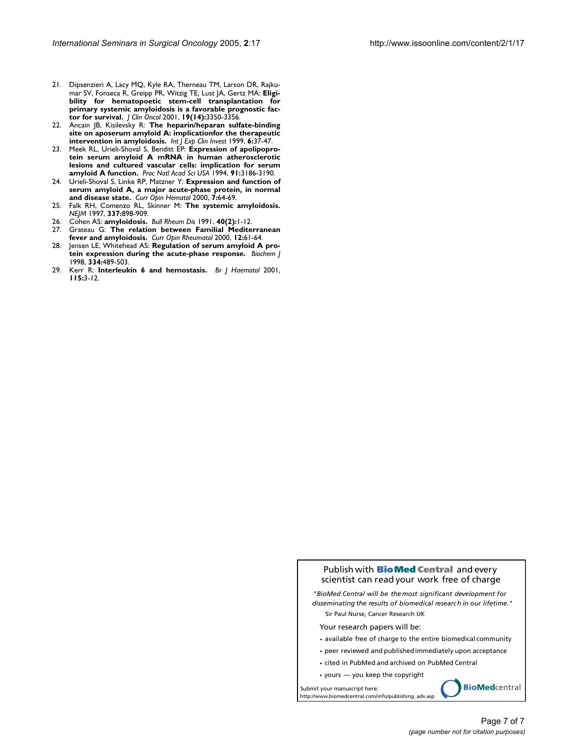21. Dipsenzieri A, Lacy MQ, Kyle RA, Therneau TM, Larson DR, Rajkumar SV, Fonseca R, Greipp PR, Witzig TE, Lust JA, Gertz MA: **Eligibility for hematopoetic stem-cell transplantation for primary systemic amyloidosis is a favorable prognostic factor for survival.** *J Clin Oncol* 2001, **19(14):**3350-3356.
22. Ancain JB, Kisilevsky R: **The heparin/heparan sulfate-binding site on aposerum amyloid A: implicationfor the therapeutic intervention in amyloidosis.** *Int J Exp Clin Invest* 1999, **6:**37-47.
23. Meek RL, Urieli-Shoval S, Benditt EP: **Expression of apolipoprotein serum amyloid A mRNA in human atherosclerotic lesions and cultured vascular cells: implication for serum amyloid A function.** *Proc Natl Acad Sci USA* 1994, **91:**3186-3190.
24. Urieli-Shoval S, Linke RP, Matzner Y: **Expression and function of serum amyloid A, a major acute-phase protein, in normal and disease state.** *Curr Opin Hematol* 2000, **7:**64-69.
25. Falk RH, Comenzo RL, Skinner M: **The systemic amyloidosis.** *NEJM* 1997, **337:**898-909.
26. Cohen AS: **amyloidosis.** *Bull Rheum Dis* 1991, **40(2):**1-12.
27. Grateau G: **The relation between Familial Mediterranean fever and amyloidosis.** *Curr Opin Rheumatol* 2000, **12:**61-64.
28. Jensen LE, Whitehead AS: **Regulation of serum amyloid A protein expression during the acute-phase response.** *Biochem J* 1998, **334:**489-503.
29. Kerr R: **Interleukin 6 and hemostasis.** *Br J Haematol* 2001, **115:**3-12.

Publish with **BioMed Central** and every scientist can read your work free of charge

*"BioMed Central will be the most significant development for disseminating the results of biomedical research in our lifetime."*

Sir Paul Nurse, Cancer Research UK

Your research papers will be:

- available free of charge to the entire biomedical community
- peer reviewed and published immediately upon acceptance
- cited in PubMed and archived on PubMed Central
- yours — you keep the copyright

Submit your manuscript here:
http://www.biomedcentral.com/info/publishing_adv.asp

**BioMed**central